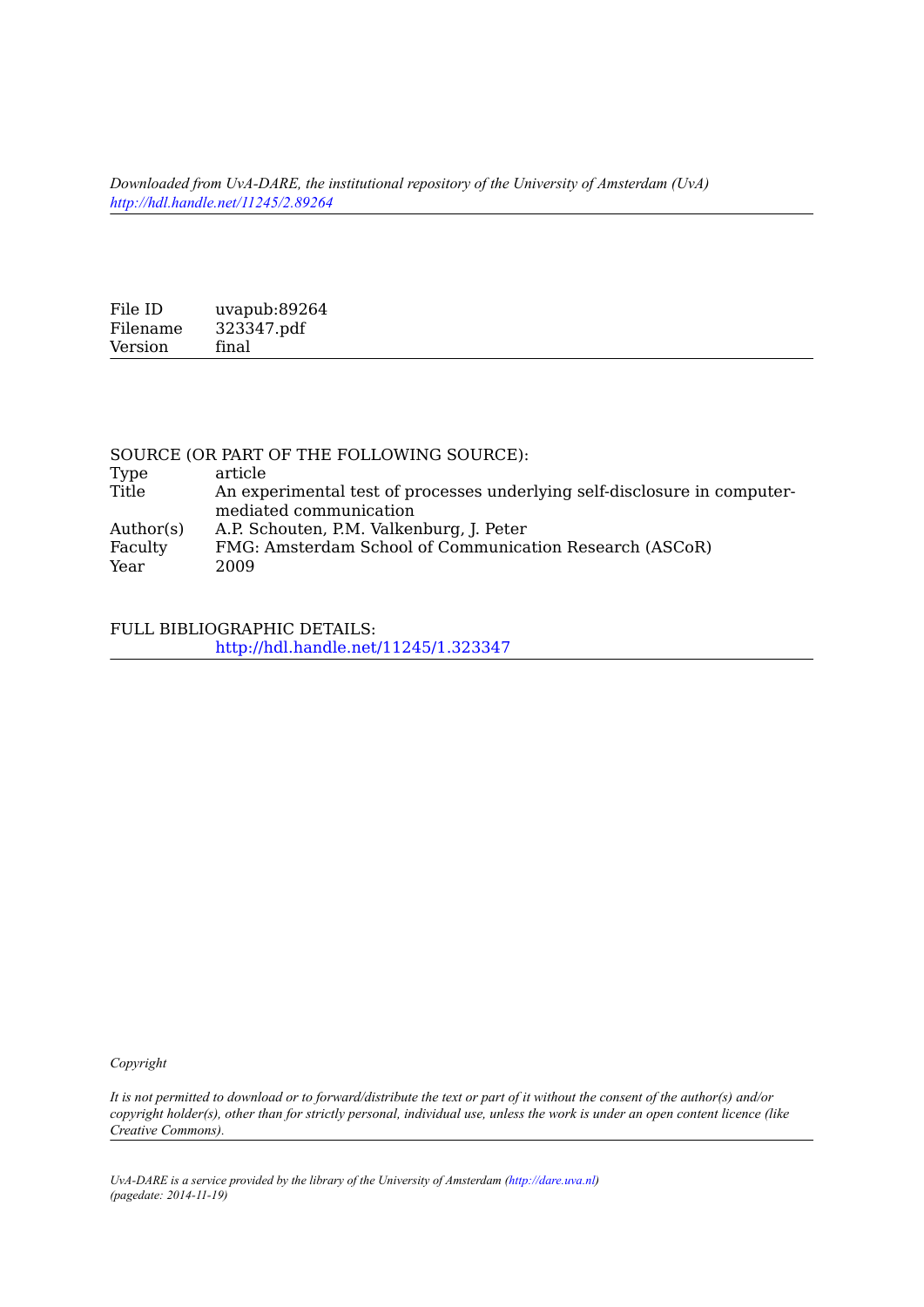*Downloaded from UvA-DARE, the institutional repository of the University of Amsterdam (UvA)*
*http://hdl.handle.net/11245/2.89264*

| | |
|---|---|
| File ID | uvapub:89264 |
| Filename | 323347.pdf |
| Version | final |

SOURCE (OR PART OF THE FOLLOWING SOURCE):

| | |
|---|---|
| Type | article |
| Title | An experimental test of processes underlying self-disclosure in computer-mediated communication |
| Author(s) | A.P. Schouten, P.M. Valkenburg, J. Peter |
| Faculty | FMG: Amsterdam School of Communication Research (ASCoR) |
| Year | 2009 |

FULL BIBLIOGRAPHIC DETAILS:
http://hdl.handle.net/11245/1.323347

*Copyright*

*It is not permitted to download or to forward/distribute the text or part of it without the consent of the author(s) and/or copyright holder(s), other than for strictly personal, individual use, unless the work is under an open content licence (like Creative Commons).*

*UvA-DARE is a service provided by the library of the University of Amsterdam (http://dare.uva.nl)*
*(pagedate: 2014-11-19)*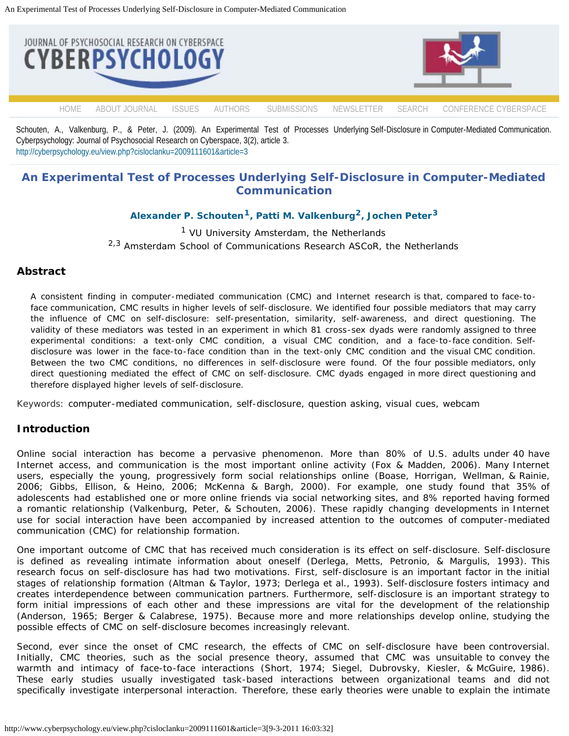Schouten, A., Valkenburg, P., & Peter, J. (2009). An Experimental Test of Processes Underlying Self-Disclosure in Computer-Mediated Communication. Cyberpsychology: Journal of Psychosocial Research on Cyberspace, 3(2), article 3.
http://cyberpsychology.eu/view.php?cisloclanku=2009111601&article=3

# An Experimental Test of Processes Underlying Self-Disclosure in Computer-Mediated Communication

**Alexander P. Schouten[1], Patti M. Valkenburg[2], Jochen Peter[3]**

[1] VU University Amsterdam, the Netherlands
[2,3] Amsterdam School of Communications Research ASCoR, the Netherlands

## Abstract

A consistent finding in computer-mediated communication (CMC) and Internet research is that, compared to face-to-face communication, CMC results in higher levels of self-disclosure. We identified four possible mediators that may carry the influence of CMC on self-disclosure: self-presentation, similarity, self-awareness, and direct questioning. The validity of these mediators was tested in an experiment in which 81 cross-sex dyads were randomly assigned to three experimental conditions: a text-only CMC condition, a visual CMC condition, and a face-to-face condition. Self-disclosure was lower in the face-to-face condition than in the text-only CMC condition and the visual CMC condition. Between the two CMC conditions, no differences in self-disclosure were found. Of the four possible mediators, only direct questioning mediated the effect of CMC on self-disclosure. CMC dyads engaged in more direct questioning and therefore displayed higher levels of self-disclosure.

Keywords: computer-mediated communication, self-disclosure, question asking, visual cues, webcam

## Introduction

Online social interaction has become a pervasive phenomenon. More than 80% of U.S. adults under 40 have Internet access, and communication is the most important online activity (Fox & Madden, 2006). Many Internet users, especially the young, progressively form social relationships online (Boase, Horrigan, Wellman, & Rainie, 2006; Gibbs, Ellison, & Heino, 2006; McKenna & Bargh, 2000). For example, one study found that 35% of adolescents had established one or more online friends via social networking sites, and 8% reported having formed a romantic relationship (Valkenburg, Peter, & Schouten, 2006). These rapidly changing developments in Internet use for social interaction have been accompanied by increased attention to the outcomes of computer-mediated communication (CMC) for relationship formation.

One important outcome of CMC that has received much consideration is its effect on self-disclosure. Self-disclosure is defined as revealing intimate information about oneself (Derlega, Metts, Petronio, & Margulis, 1993). This research focus on self-disclosure has had two motivations. First, self-disclosure is an important factor in the initial stages of relationship formation (Altman & Taylor, 1973; Derlega et al., 1993). Self-disclosure fosters intimacy and creates interdependence between communication partners. Furthermore, self-disclosure is an important strategy to form initial impressions of each other and these impressions are vital for the development of the relationship (Anderson, 1965; Berger & Calabrese, 1975). Because more and more relationships develop online, studying the possible effects of CMC on self-disclosure becomes increasingly relevant.

Second, ever since the onset of CMC research, the effects of CMC on self-disclosure have been controversial. Initially, CMC theories, such as the social presence theory, assumed that CMC was unsuitable to convey the warmth and intimacy of face-to-face interactions (Short, 1974; Siegel, Dubrovsky, Kiesler, & McGuire, 1986). These early studies usually investigated task-based interactions between organizational teams and did not specifically investigate interpersonal interaction. Therefore, these early theories were unable to explain the intimate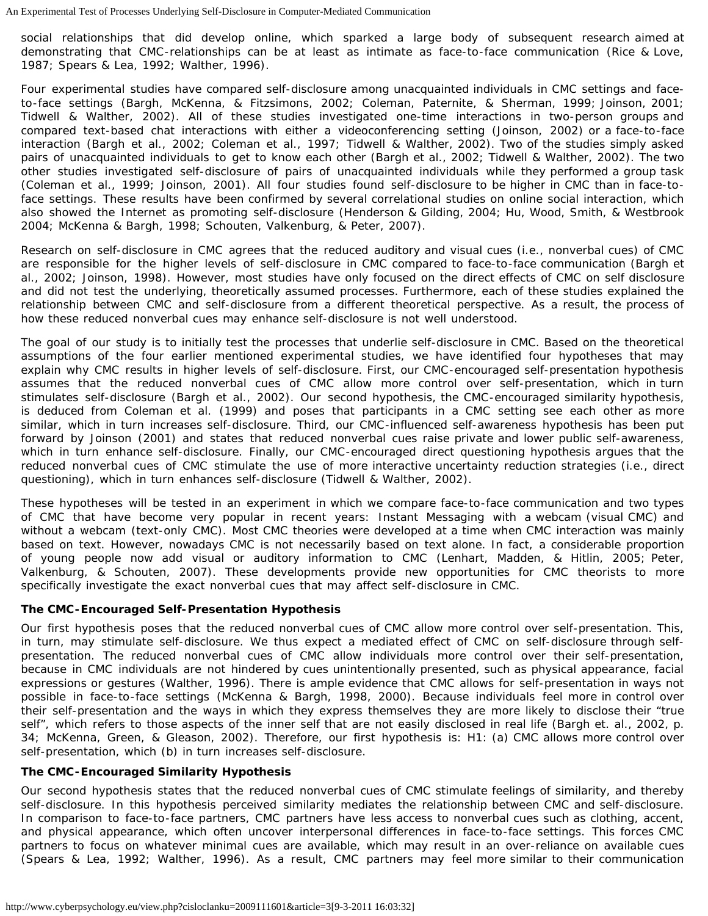social relationships that did develop online, which sparked a large body of subsequent research aimed at demonstrating that CMC-relationships can be at least as intimate as face-to-face communication (Rice & Love, 1987; Spears & Lea, 1992; Walther, 1996).

Four experimental studies have compared self-disclosure among unacquainted individuals in CMC settings and face-to-face settings (Bargh, McKenna, & Fitzsimons, 2002; Coleman, Paternite, & Sherman, 1999; Joinson, 2001; Tidwell & Walther, 2002). All of these studies investigated one-time interactions in two-person groups and compared text-based chat interactions with either a videoconferencing setting (Joinson, 2002) or a face-to-face interaction (Bargh et al., 2002; Coleman et al., 1997; Tidwell & Walther, 2002). Two of the studies simply asked pairs of unacquainted individuals to get to know each other (Bargh et al., 2002; Tidwell & Walther, 2002). The two other studies investigated self-disclosure of pairs of unacquainted individuals while they performed a group task (Coleman et al., 1999; Joinson, 2001). All four studies found self-disclosure to be higher in CMC than in face-to-face settings. These results have been confirmed by several correlational studies on online social interaction, which also showed the Internet as promoting self-disclosure (Henderson & Gilding, 2004; Hu, Wood, Smith, & Westbrook 2004; McKenna & Bargh, 1998; Schouten, Valkenburg, & Peter, 2007).

Research on self-disclosure in CMC agrees that the reduced auditory and visual cues (i.e., nonverbal cues) of CMC are responsible for the higher levels of self-disclosure in CMC compared to face-to-face communication (Bargh et al., 2002; Joinson, 1998). However, most studies have only focused on the direct effects of CMC on self disclosure and did not test the underlying, theoretically assumed processes. Furthermore, each of these studies explained the relationship between CMC and self-disclosure from a different theoretical perspective. As a result, the process of how these reduced nonverbal cues may enhance self-disclosure is not well understood.

The goal of our study is to initially test the processes that underlie self-disclosure in CMC. Based on the theoretical assumptions of the four earlier mentioned experimental studies, we have identified four hypotheses that may explain why CMC results in higher levels of self-disclosure. First, our CMC-encouraged self-presentation hypothesis assumes that the reduced nonverbal cues of CMC allow more control over self-presentation, which in turn stimulates self-disclosure (Bargh et al., 2002). Our second hypothesis, the CMC-encouraged similarity hypothesis, is deduced from Coleman et al. (1999) and poses that participants in a CMC setting see each other as more similar, which in turn increases self-disclosure. Third, our CMC-influenced self-awareness hypothesis has been put forward by Joinson (2001) and states that reduced nonverbal cues raise private and lower public self-awareness, which in turn enhance self-disclosure. Finally, our CMC-encouraged direct questioning hypothesis argues that the reduced nonverbal cues of CMC stimulate the use of more interactive uncertainty reduction strategies (i.e., direct questioning), which in turn enhances self-disclosure (Tidwell & Walther, 2002).

These hypotheses will be tested in an experiment in which we compare face-to-face communication and two types of CMC that have become very popular in recent years: Instant Messaging with a webcam (visual CMC) and without a webcam (text-only CMC). Most CMC theories were developed at a time when CMC interaction was mainly based on text. However, nowadays CMC is not necessarily based on text alone. In fact, a considerable proportion of young people now add visual or auditory information to CMC (Lenhart, Madden, & Hitlin, 2005; Peter, Valkenburg, & Schouten, 2007). These developments provide new opportunities for CMC theorists to more specifically investigate the exact nonverbal cues that may affect self-disclosure in CMC.

### The CMC-Encouraged Self-Presentation Hypothesis

Our first hypothesis poses that the reduced nonverbal cues of CMC allow more control over self-presentation. This, in turn, may stimulate self-disclosure. We thus expect a mediated effect of CMC on self-disclosure through self-presentation. The reduced nonverbal cues of CMC allow individuals more control over their self-presentation, because in CMC individuals are not hindered by cues unintentionally presented, such as physical appearance, facial expressions or gestures (Walther, 1996). There is ample evidence that CMC allows for self-presentation in ways not possible in face-to-face settings (McKenna & Bargh, 1998, 2000). Because individuals feel more in control over their self-presentation and the ways in which they express themselves they are more likely to disclose their "true self", which refers to those aspects of the inner self that are not easily disclosed in real life (Bargh et. al., 2002, p. 34; McKenna, Green, & Gleason, 2002). Therefore, our first hypothesis is: H1: (a) CMC allows more control over self-presentation, which (b) in turn increases self-disclosure.

### The CMC-Encouraged Similarity Hypothesis

Our second hypothesis states that the reduced nonverbal cues of CMC stimulate feelings of similarity, and thereby self-disclosure. In this hypothesis perceived similarity mediates the relationship between CMC and self-disclosure. In comparison to face-to-face partners, CMC partners have less access to nonverbal cues such as clothing, accent, and physical appearance, which often uncover interpersonal differences in face-to-face settings. This forces CMC partners to focus on whatever minimal cues are available, which may result in an over-reliance on available cues (Spears & Lea, 1992; Walther, 1996). As a result, CMC partners may feel more similar to their communication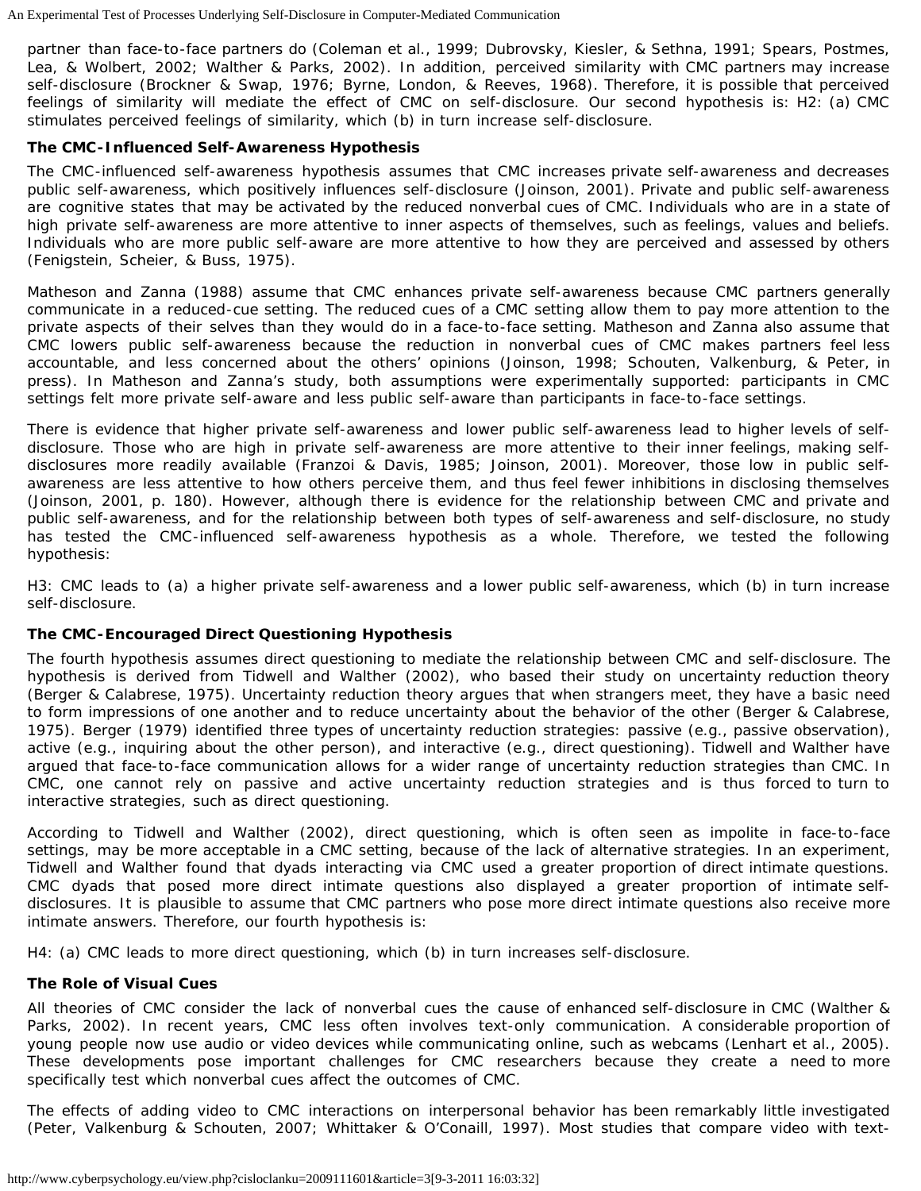partner than face-to-face partners do (Coleman et al., 1999; Dubrovsky, Kiesler, & Sethna, 1991; Spears, Postmes, Lea, & Wolbert, 2002; Walther & Parks, 2002). In addition, perceived similarity with CMC partners may increase self-disclosure (Brockner & Swap, 1976; Byrne, London, & Reeves, 1968). Therefore, it is possible that perceived feelings of similarity will mediate the effect of CMC on self-disclosure. Our second hypothesis is: H2: (a) CMC stimulates perceived feelings of similarity, which (b) in turn increase self-disclosure.

### The CMC-Influenced Self-Awareness Hypothesis

The CMC-influenced self-awareness hypothesis assumes that CMC increases private self-awareness and decreases public self-awareness, which positively influences self-disclosure (Joinson, 2001). Private and public self-awareness are cognitive states that may be activated by the reduced nonverbal cues of CMC. Individuals who are in a state of high private self-awareness are more attentive to inner aspects of themselves, such as feelings, values and beliefs. Individuals who are more public self-aware are more attentive to how they are perceived and assessed by others (Fenigstein, Scheier, & Buss, 1975).

Matheson and Zanna (1988) assume that CMC enhances private self-awareness because CMC partners generally communicate in a reduced-cue setting. The reduced cues of a CMC setting allow them to pay more attention to the private aspects of their selves than they would do in a face-to-face setting. Matheson and Zanna also assume that CMC lowers public self-awareness because the reduction in nonverbal cues of CMC makes partners feel less accountable, and less concerned about the others' opinions (Joinson, 1998; Schouten, Valkenburg, & Peter, in press). In Matheson and Zanna's study, both assumptions were experimentally supported: participants in CMC settings felt more private self-aware and less public self-aware than participants in face-to-face settings.

There is evidence that higher private self-awareness and lower public self-awareness lead to higher levels of self-disclosure. Those who are high in private self-awareness are more attentive to their inner feelings, making self-disclosures more readily available (Franzoi & Davis, 1985; Joinson, 2001). Moreover, those low in public self-awareness are less attentive to how others perceive them, and thus feel fewer inhibitions in disclosing themselves (Joinson, 2001, p. 180). However, although there is evidence for the relationship between CMC and private and public self-awareness, and for the relationship between both types of self-awareness and self-disclosure, no study has tested the CMC-influenced self-awareness hypothesis as a whole. Therefore, we tested the following hypothesis:

H3: CMC leads to (a) a higher private self-awareness and a lower public self-awareness, which (b) in turn increase self-disclosure.

### The CMC-Encouraged Direct Questioning Hypothesis

The fourth hypothesis assumes direct questioning to mediate the relationship between CMC and self-disclosure. The hypothesis is derived from Tidwell and Walther (2002), who based their study on uncertainty reduction theory (Berger & Calabrese, 1975). Uncertainty reduction theory argues that when strangers meet, they have a basic need to form impressions of one another and to reduce uncertainty about the behavior of the other (Berger & Calabrese, 1975). Berger (1979) identified three types of uncertainty reduction strategies: passive (e.g., passive observation), active (e.g., inquiring about the other person), and interactive (e.g., direct questioning). Tidwell and Walther have argued that face-to-face communication allows for a wider range of uncertainty reduction strategies than CMC. In CMC, one cannot rely on passive and active uncertainty reduction strategies and is thus forced to turn to interactive strategies, such as direct questioning.

According to Tidwell and Walther (2002), direct questioning, which is often seen as impolite in face-to-face settings, may be more acceptable in a CMC setting, because of the lack of alternative strategies. In an experiment, Tidwell and Walther found that dyads interacting via CMC used a greater proportion of direct intimate questions. CMC dyads that posed more direct intimate questions also displayed a greater proportion of intimate self-disclosures. It is plausible to assume that CMC partners who pose more direct intimate questions also receive more intimate answers. Therefore, our fourth hypothesis is:

H4: (a) CMC leads to more direct questioning, which (b) in turn increases self-disclosure.

### The Role of Visual Cues

All theories of CMC consider the lack of nonverbal cues the cause of enhanced self-disclosure in CMC (Walther & Parks, 2002). In recent years, CMC less often involves text-only communication. A considerable proportion of young people now use audio or video devices while communicating online, such as webcams (Lenhart et al., 2005). These developments pose important challenges for CMC researchers because they create a need to more specifically test which nonverbal cues affect the outcomes of CMC.

The effects of adding video to CMC interactions on interpersonal behavior has been remarkably little investigated (Peter, Valkenburg & Schouten, 2007; Whittaker & O'Conaill, 1997). Most studies that compare video with text-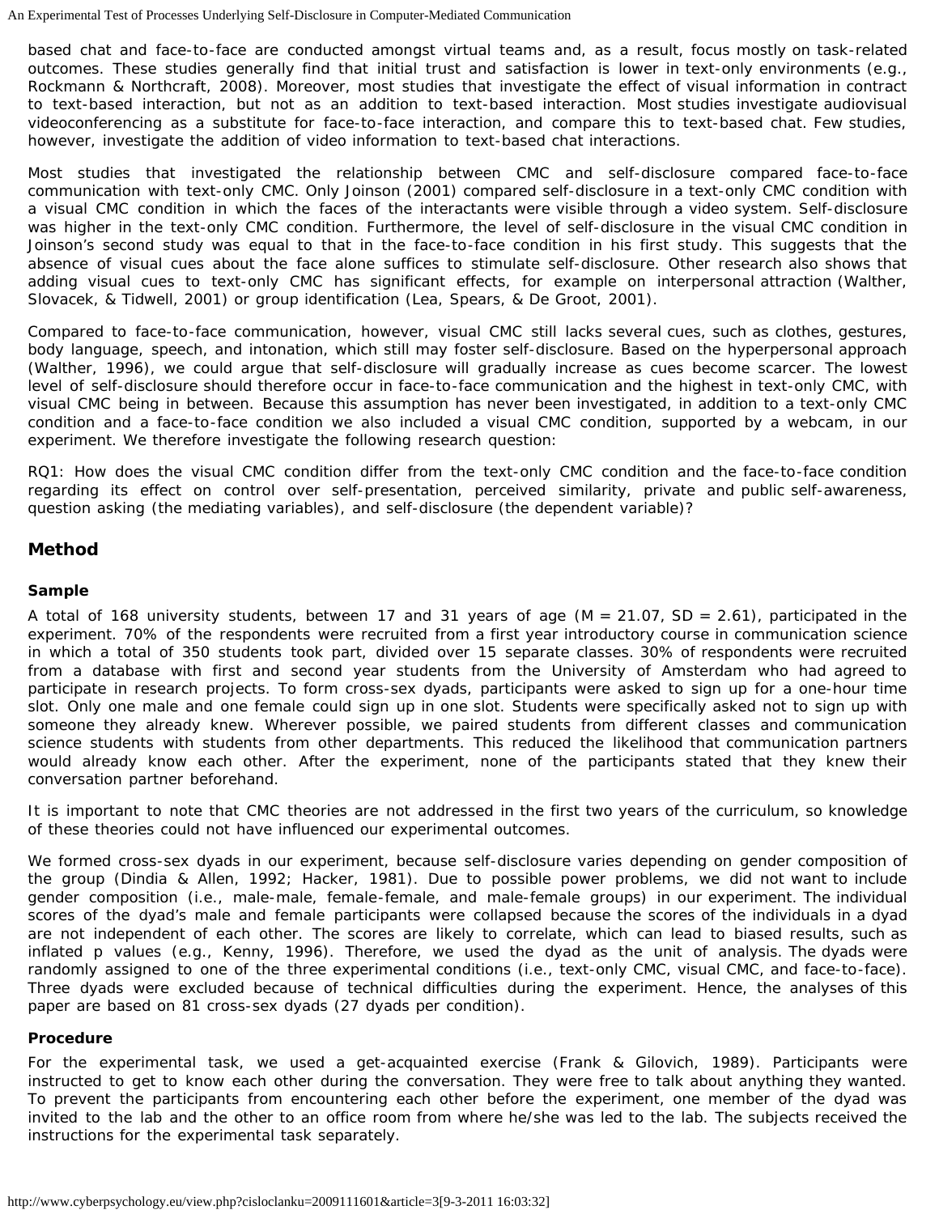based chat and face-to-face are conducted amongst virtual teams and, as a result, focus mostly on task-related outcomes. These studies generally find that initial trust and satisfaction is lower in text-only environments (e.g., Rockmann & Northcraft, 2008). Moreover, most studies that investigate the effect of visual information in contract to text-based interaction, but not as an addition to text-based interaction. Most studies investigate audiovisual videoconferencing as a substitute for face-to-face interaction, and compare this to text-based chat. Few studies, however, investigate the addition of video information to text-based chat interactions.

Most studies that investigated the relationship between CMC and self-disclosure compared face-to-face communication with text-only CMC. Only Joinson (2001) compared self-disclosure in a text-only CMC condition with a visual CMC condition in which the faces of the interactants were visible through a video system. Self-disclosure was higher in the text-only CMC condition. Furthermore, the level of self-disclosure in the visual CMC condition in Joinson's second study was equal to that in the face-to-face condition in his first study. This suggests that the absence of visual cues about the face alone suffices to stimulate self-disclosure. Other research also shows that adding visual cues to text-only CMC has significant effects, for example on interpersonal attraction (Walther, Slovacek, & Tidwell, 2001) or group identification (Lea, Spears, & De Groot, 2001).

Compared to face-to-face communication, however, visual CMC still lacks several cues, such as clothes, gestures, body language, speech, and intonation, which still may foster self-disclosure. Based on the hyperpersonal approach (Walther, 1996), we could argue that self-disclosure will gradually increase as cues become scarcer. The lowest level of self-disclosure should therefore occur in face-to-face communication and the highest in text-only CMC, with visual CMC being in between. Because this assumption has never been investigated, in addition to a text-only CMC condition and a face-to-face condition we also included a visual CMC condition, supported by a webcam, in our experiment. We therefore investigate the following research question:

RQ1: How does the visual CMC condition differ from the text-only CMC condition and the face-to-face condition regarding its effect on control over self-presentation, perceived similarity, private and public self-awareness, question asking (the mediating variables), and self-disclosure (the dependent variable)?

## Method

### Sample

A total of 168 university students, between 17 and 31 years of age ($M = 21.07$, $SD = 2.61$), participated in the experiment. 70% of the respondents were recruited from a first year introductory course in communication science in which a total of 350 students took part, divided over 15 separate classes. 30% of respondents were recruited from a database with first and second year students from the University of Amsterdam who had agreed to participate in research projects. To form cross-sex dyads, participants were asked to sign up for a one-hour time slot. Only one male and one female could sign up in one slot. Students were specifically asked not to sign up with someone they already knew. Wherever possible, we paired students from different classes and communication science students with students from other departments. This reduced the likelihood that communication partners would already know each other. After the experiment, none of the participants stated that they knew their conversation partner beforehand.

It is important to note that CMC theories are not addressed in the first two years of the curriculum, so knowledge of these theories could not have influenced our experimental outcomes.

We formed cross-sex dyads in our experiment, because self-disclosure varies depending on gender composition of the group (Dindia & Allen, 1992; Hacker, 1981). Due to possible power problems, we did not want to include gender composition (i.e., male-male, female-female, and male-female groups) in our experiment. The individual scores of the dyad's male and female participants were collapsed because the scores of the individuals in a dyad are not independent of each other. The scores are likely to correlate, which can lead to biased results, such as inflated p values (e.g., Kenny, 1996). Therefore, we used the dyad as the unit of analysis. The dyads were randomly assigned to one of the three experimental conditions (i.e., text-only CMC, visual CMC, and face-to-face). Three dyads were excluded because of technical difficulties during the experiment. Hence, the analyses of this paper are based on 81 cross-sex dyads (27 dyads per condition).

### Procedure

For the experimental task, we used a get-acquainted exercise (Frank & Gilovich, 1989). Participants were instructed to get to know each other during the conversation. They were free to talk about anything they wanted. To prevent the participants from encountering each other before the experiment, one member of the dyad was invited to the lab and the other to an office room from where he/she was led to the lab. The subjects received the instructions for the experimental task separately.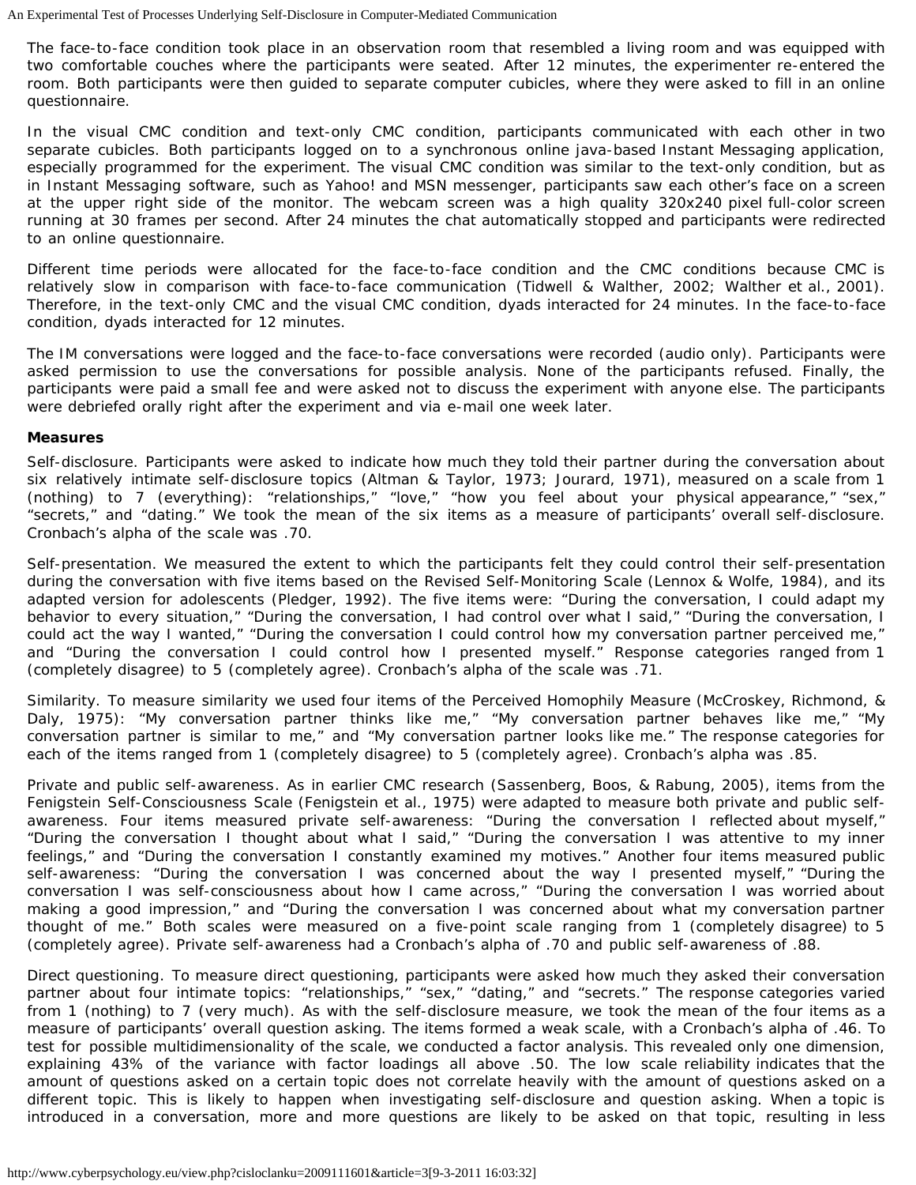The face-to-face condition took place in an observation room that resembled a living room and was equipped with two comfortable couches where the participants were seated. After 12 minutes, the experimenter re-entered the room. Both participants were then guided to separate computer cubicles, where they were asked to fill in an online questionnaire.

In the visual CMC condition and text-only CMC condition, participants communicated with each other in two separate cubicles. Both participants logged on to a synchronous online java-based Instant Messaging application, especially programmed for the experiment. The visual CMC condition was similar to the text-only condition, but as in Instant Messaging software, such as Yahoo! and MSN messenger, participants saw each other's face on a screen at the upper right side of the monitor. The webcam screen was a high quality 320x240 pixel full-color screen running at 30 frames per second. After 24 minutes the chat automatically stopped and participants were redirected to an online questionnaire.

Different time periods were allocated for the face-to-face condition and the CMC conditions because CMC is relatively slow in comparison with face-to-face communication (Tidwell & Walther, 2002; Walther et al., 2001). Therefore, in the text-only CMC and the visual CMC condition, dyads interacted for 24 minutes. In the face-to-face condition, dyads interacted for 12 minutes.

The IM conversations were logged and the face-to-face conversations were recorded (audio only). Participants were asked permission to use the conversations for possible analysis. None of the participants refused. Finally, the participants were paid a small fee and were asked not to discuss the experiment with anyone else. The participants were debriefed orally right after the experiment and via e-mail one week later.

### Measures

Self-disclosure. Participants were asked to indicate how much they told their partner during the conversation about six relatively intimate self-disclosure topics (Altman & Taylor, 1973; Jourard, 1971), measured on a scale from 1 (nothing) to 7 (everything): "relationships," "love," "how you feel about your physical appearance," "sex," "secrets," and "dating." We took the mean of the six items as a measure of participants' overall self-disclosure. Cronbach's alpha of the scale was .70.

Self-presentation. We measured the extent to which the participants felt they could control their self-presentation during the conversation with five items based on the Revised Self-Monitoring Scale (Lennox & Wolfe, 1984), and its adapted version for adolescents (Pledger, 1992). The five items were: "During the conversation, I could adapt my behavior to every situation," "During the conversation, I had control over what I said," "During the conversation, I could act the way I wanted," "During the conversation I could control how my conversation partner perceived me," and "During the conversation I could control how I presented myself." Response categories ranged from 1 (completely disagree) to 5 (completely agree). Cronbach's alpha of the scale was .71.

Similarity. To measure similarity we used four items of the Perceived Homophily Measure (McCroskey, Richmond, & Daly, 1975): "My conversation partner thinks like me," "My conversation partner behaves like me," "My conversation partner is similar to me," and "My conversation partner looks like me." The response categories for each of the items ranged from 1 (completely disagree) to 5 (completely agree). Cronbach's alpha was .85.

Private and public self-awareness. As in earlier CMC research (Sassenberg, Boos, & Rabung, 2005), items from the Fenigstein Self-Consciousness Scale (Fenigstein et al., 1975) were adapted to measure both private and public self-awareness. Four items measured private self-awareness: "During the conversation I reflected about myself," "During the conversation I thought about what I said," "During the conversation I was attentive to my inner feelings," and "During the conversation I constantly examined my motives." Another four items measured public self-awareness: "During the conversation I was concerned about the way I presented myself," "During the conversation I was self-consciousness about how I came across," "During the conversation I was worried about making a good impression," and "During the conversation I was concerned about what my conversation partner thought of me." Both scales were measured on a five-point scale ranging from 1 (completely disagree) to 5 (completely agree). Private self-awareness had a Cronbach's alpha of .70 and public self-awareness of .88.

Direct questioning. To measure direct questioning, participants were asked how much they asked their conversation partner about four intimate topics: "relationships," "sex," "dating," and "secrets." The response categories varied from 1 (nothing) to 7 (very much). As with the self-disclosure measure, we took the mean of the four items as a measure of participants' overall question asking. The items formed a weak scale, with a Cronbach's alpha of .46. To test for possible multidimensionality of the scale, we conducted a factor analysis. This revealed only one dimension, explaining 43% of the variance with factor loadings all above .50. The low scale reliability indicates that the amount of questions asked on a certain topic does not correlate heavily with the amount of questions asked on a different topic. This is likely to happen when investigating self-disclosure and question asking. When a topic is introduced in a conversation, more and more questions are likely to be asked on that topic, resulting in less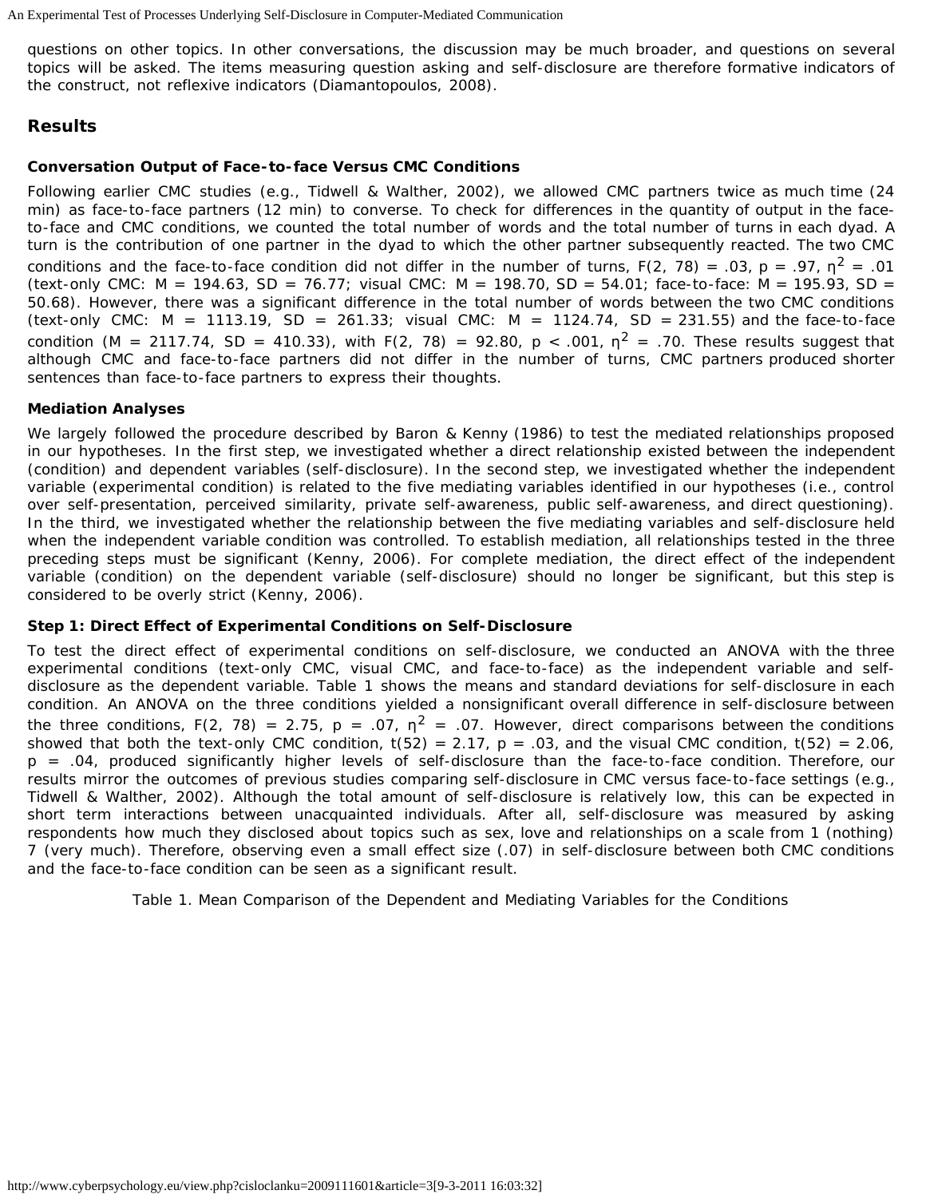questions on other topics. In other conversations, the discussion may be much broader, and questions on several topics will be asked. The items measuring question asking and self-disclosure are therefore formative indicators of the construct, not reflexive indicators (Diamantopoulos, 2008).

## Results

### Conversation Output of Face-to-face Versus CMC Conditions

Following earlier CMC studies (e.g., Tidwell & Walther, 2002), we allowed CMC partners twice as much time (24 min) as face-to-face partners (12 min) to converse. To check for differences in the quantity of output in the face-to-face and CMC conditions, we counted the total number of words and the total number of turns in each dyad. A turn is the contribution of one partner in the dyad to which the other partner subsequently reacted. The two CMC conditions and the face-to-face condition did not differ in the number of turns, $F(2, 78) = .03$, $p = .97$, $\eta^2 = .01$ (text-only CMC: $M = 194.63$, $SD = 76.77$; visual CMC: $M = 198.70$, $SD = 54.01$; face-to-face: $M = 195.93$, $SD = 50.68$). However, there was a significant difference in the total number of words between the two CMC conditions (text-only CMC: $M = 1113.19$, $SD = 261.33$; visual CMC: $M = 1124.74$, $SD = 231.55$) and the face-to-face condition ($M = 2117.74$, $SD = 410.33$), with $F(2, 78) = 92.80$, $p < .001$, $\eta^2 = .70$. These results suggest that although CMC and face-to-face partners did not differ in the number of turns, CMC partners produced shorter sentences than face-to-face partners to express their thoughts.

### Mediation Analyses

We largely followed the procedure described by Baron & Kenny (1986) to test the mediated relationships proposed in our hypotheses. In the first step, we investigated whether a direct relationship existed between the independent (condition) and dependent variables (self-disclosure). In the second step, we investigated whether the independent variable (experimental condition) is related to the five mediating variables identified in our hypotheses (i.e., control over self-presentation, perceived similarity, private self-awareness, public self-awareness, and direct questioning). In the third, we investigated whether the relationship between the five mediating variables and self-disclosure held when the independent variable condition was controlled. To establish mediation, all relationships tested in the three preceding steps must be significant (Kenny, 2006). For complete mediation, the direct effect of the independent variable (condition) on the dependent variable (self-disclosure) should no longer be significant, but this step is considered to be overly strict (Kenny, 2006).

### Step 1: Direct Effect of Experimental Conditions on Self-Disclosure

To test the direct effect of experimental conditions on self-disclosure, we conducted an ANOVA with the three experimental conditions (text-only CMC, visual CMC, and face-to-face) as the independent variable and self-disclosure as the dependent variable. Table 1 shows the means and standard deviations for self-disclosure in each condition. An ANOVA on the three conditions yielded a nonsignificant overall difference in self-disclosure between the three conditions, $F(2, 78) = 2.75$, $p = .07$, $\eta^2 = .07$. However, direct comparisons between the conditions showed that both the text-only CMC condition, $t(52) = 2.17$, $p = .03$, and the visual CMC condition, $t(52) = 2.06$, $p = .04$, produced significantly higher levels of self-disclosure than the face-to-face condition. Therefore, our results mirror the outcomes of previous studies comparing self-disclosure in CMC versus face-to-face settings (e.g., Tidwell & Walther, 2002). Although the total amount of self-disclosure is relatively low, this can be expected in short term interactions between unacquainted individuals. After all, self-disclosure was measured by asking respondents how much they disclosed about topics such as sex, love and relationships on a scale from 1 (nothing) 7 (very much). Therefore, observing even a small effect size (.07) in self-disclosure between both CMC conditions and the face-to-face condition can be seen as a significant result.

Table 1. Mean Comparison of the Dependent and Mediating Variables for the Conditions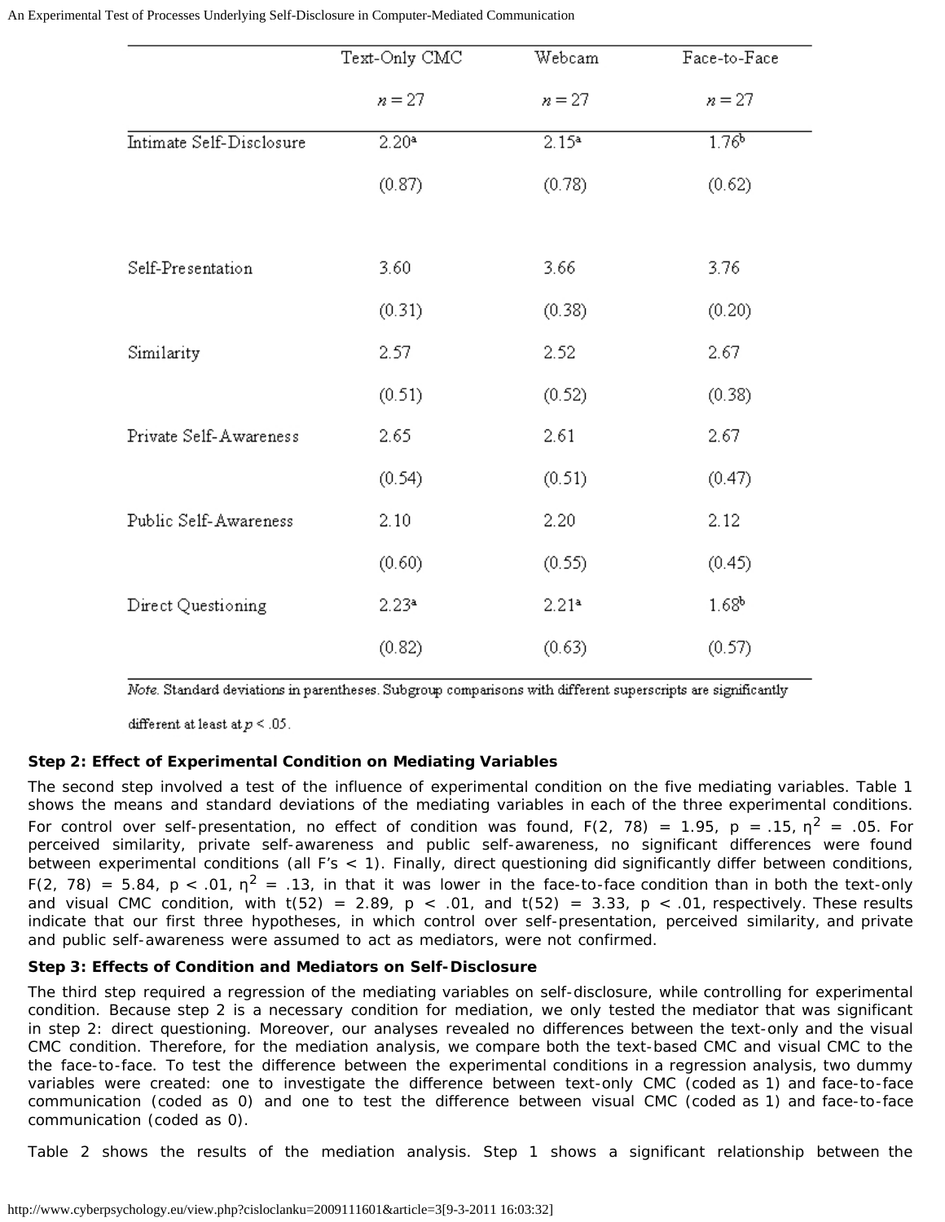| | Text-Only CMC | Webcam | Face-to-Face |
|---|---|---|---|
| | $n = 27$ | $n = 27$ | $n = 27$ |
| Intimate Self-Disclosure | 2.20[a] | 2.15[a] | 1.76[b] |
| | (0.87) | (0.78) | (0.62) |
| Self-Presentation | 3.60 | 3.66 | 3.76 |
| | (0.31) | (0.38) | (0.20) |
| Similarity | 2.57 | 2.52 | 2.67 |
| | (0.51) | (0.52) | (0.38) |
| Private Self-Awareness | 2.65 | 2.61 | 2.67 |
| | (0.54) | (0.51) | (0.47) |
| Public Self-Awareness | 2.10 | 2.20 | 2.12 |
| | (0.60) | (0.55) | (0.45) |
| Direct Questioning | 2.23[a] | 2.21[a] | 1.68[b] |
| | (0.82) | (0.63) | (0.57) |

*Note.* Standard deviations in parentheses. Subgroup comparisons with different superscripts are significantly different at least at $p < .05$.

**Step 2: Effect of Experimental Condition on Mediating Variables**

The second step involved a test of the influence of experimental condition on the five mediating variables. Table 1 shows the means and standard deviations of the mediating variables in each of the three experimental conditions. For control over self-presentation, no effect of condition was found, $F(2, 78) = 1.95$, $p = .15$, $\eta^2 = .05$. For perceived similarity, private self-awareness and public self-awareness, no significant differences were found between experimental conditions (all F's < 1). Finally, direct questioning did significantly differ between conditions, $F(2, 78) = 5.84$, $p < .01$, $\eta^2 = .13$, in that it was lower in the face-to-face condition than in both the text-only and visual CMC condition, with $t(52) = 2.89$, $p < .01$, and $t(52) = 3.33$, $p < .01$, respectively. These results indicate that our first three hypotheses, in which control over self-presentation, perceived similarity, and private and public self-awareness were assumed to act as mediators, were not confirmed.

**Step 3: Effects of Condition and Mediators on Self-Disclosure**

The third step required a regression of the mediating variables on self-disclosure, while controlling for experimental condition. Because step 2 is a necessary condition for mediation, we only tested the mediator that was significant in step 2: direct questioning. Moreover, our analyses revealed no differences between the text-only and the visual CMC condition. Therefore, for the mediation analysis, we compare both the text-based CMC and visual CMC to the the face-to-face. To test the difference between the experimental conditions in a regression analysis, two dummy variables were created: one to investigate the difference between text-only CMC (coded as 1) and face-to-face communication (coded as 0) and one to test the difference between visual CMC (coded as 1) and face-to-face communication (coded as 0).

Table 2 shows the results of the mediation analysis. Step 1 shows a significant relationship between the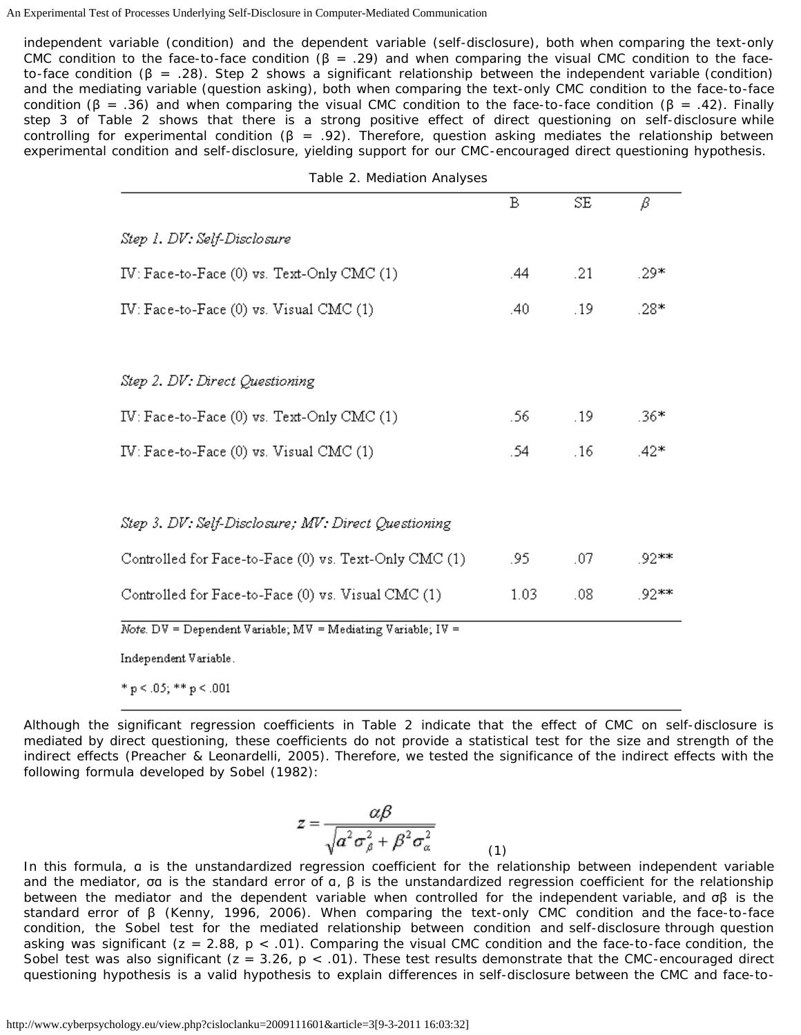independent variable (condition) and the dependent variable (self-disclosure), both when comparing the text-only CMC condition to the face-to-face condition (β = .29) and when comparing the visual CMC condition to the face-to-face condition (β = .28). Step 2 shows a significant relationship between the independent variable (condition) and the mediating variable (question asking), both when comparing the text-only CMC condition to the face-to-face condition (β = .36) and when comparing the visual CMC condition to the face-to-face condition (β = .42). Finally step 3 of Table 2 shows that there is a strong positive effect of direct questioning on self-disclosure while controlling for experimental condition (β = .92). Therefore, question asking mediates the relationship between experimental condition and self-disclosure, yielding support for our CMC-encouraged direct questioning hypothesis.

Table 2. Mediation Analyses

| | B | SE | β |
|---|---|---|---|
| *Step 1. DV: Self-Disclosure* | | | |
| IV: Face-to-Face (0) vs. Text-Only CMC (1) | .44 | .21 | .29* |
| IV: Face-to-Face (0) vs. Visual CMC (1) | .40 | .19 | .28* |
| *Step 2. DV: Direct Questioning* | | | |
| IV: Face-to-Face (0) vs. Text-Only CMC (1) | .56 | .19 | .36* |
| IV: Face-to-Face (0) vs. Visual CMC (1) | .54 | .16 | .42* |
| *Step 3. DV: Self-Disclosure; MV: Direct Questioning* | | | |
| Controlled for Face-to-Face (0) vs. Text-Only CMC (1) | .95 | .07 | .92** |
| Controlled for Face-to-Face (0) vs. Visual CMC (1) | 1.03 | .08 | .92** |

*Note.* DV = Dependent Variable; MV = Mediating Variable; IV = Independent Variable.

* p < .05; ** p < .001

Although the significant regression coefficients in Table 2 indicate that the effect of CMC on self-disclosure is mediated by direct questioning, these coefficients do not provide a statistical test for the size and strength of the indirect effects (Preacher & Leonardelli, 2005). Therefore, we tested the significance of the indirect effects with the following formula developed by Sobel (1982):

$$z = \frac{\alpha\beta}{\sqrt{\alpha^2\sigma_\beta^2 + \beta^2\sigma_\alpha^2}} \quad (1)$$

In this formula, α is the unstandardized regression coefficient for the relationship between independent variable and the mediator, $\sigma_\alpha$ is the standard error of α, β is the unstandardized regression coefficient for the relationship between the mediator and the dependent variable when controlled for the independent variable, and $\sigma_\beta$ is the standard error of β (Kenny, 1996, 2006). When comparing the text-only CMC condition and the face-to-face condition, the Sobel test for the mediated relationship between condition and self-disclosure through question asking was significant ($z = 2.88$, $p < .01$). Comparing the visual CMC condition and the face-to-face condition, the Sobel test was also significant ($z = 3.26$, $p < .01$). These test results demonstrate that the CMC-encouraged direct questioning hypothesis is a valid hypothesis to explain differences in self-disclosure between the CMC and face-to-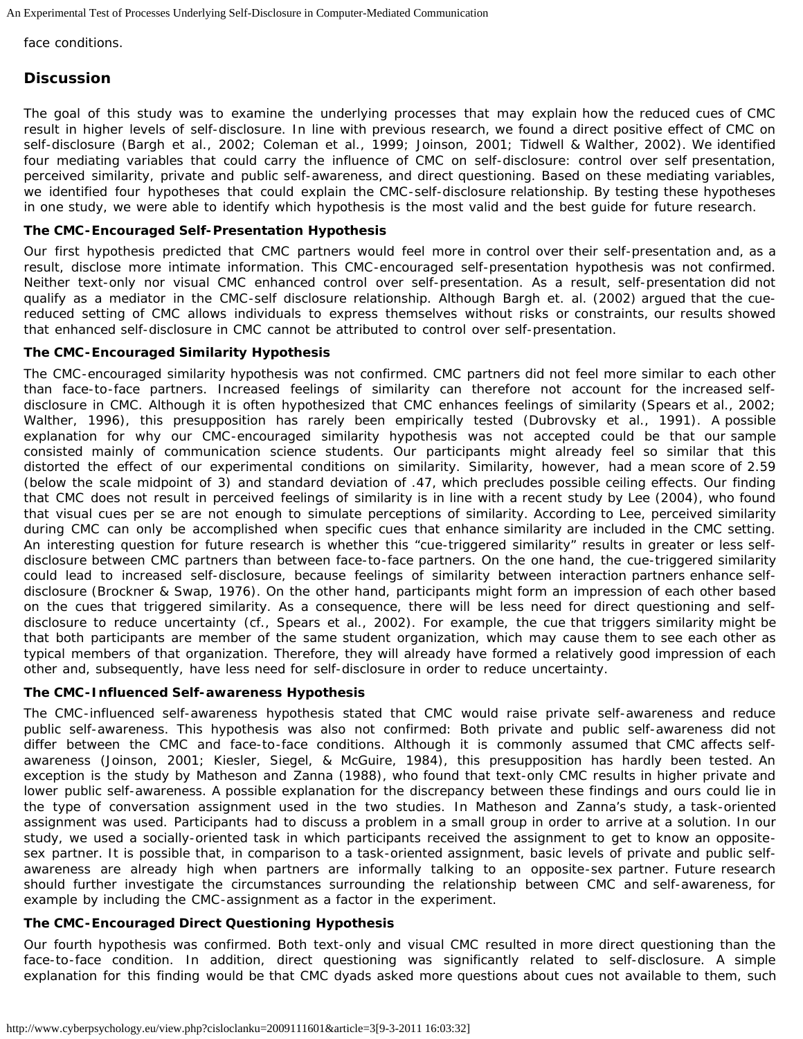face conditions.

## Discussion

The goal of this study was to examine the underlying processes that may explain how the reduced cues of CMC result in higher levels of self-disclosure. In line with previous research, we found a direct positive effect of CMC on self-disclosure (Bargh et al., 2002; Coleman et al., 1999; Joinson, 2001; Tidwell & Walther, 2002). We identified four mediating variables that could carry the influence of CMC on self-disclosure: control over self presentation, perceived similarity, private and public self-awareness, and direct questioning. Based on these mediating variables, we identified four hypotheses that could explain the CMC-self-disclosure relationship. By testing these hypotheses in one study, we were able to identify which hypothesis is the most valid and the best guide for future research.

### The CMC-Encouraged Self-Presentation Hypothesis

Our first hypothesis predicted that CMC partners would feel more in control over their self-presentation and, as a result, disclose more intimate information. This CMC-encouraged self-presentation hypothesis was not confirmed. Neither text-only nor visual CMC enhanced control over self-presentation. As a result, self-presentation did not qualify as a mediator in the CMC-self disclosure relationship. Although Bargh et. al. (2002) argued that the cue-reduced setting of CMC allows individuals to express themselves without risks or constraints, our results showed that enhanced self-disclosure in CMC cannot be attributed to control over self-presentation.

### The CMC-Encouraged Similarity Hypothesis

The CMC-encouraged similarity hypothesis was not confirmed. CMC partners did not feel more similar to each other than face-to-face partners. Increased feelings of similarity can therefore not account for the increased self-disclosure in CMC. Although it is often hypothesized that CMC enhances feelings of similarity (Spears et al., 2002; Walther, 1996), this presupposition has rarely been empirically tested (Dubrovsky et al., 1991). A possible explanation for why our CMC-encouraged similarity hypothesis was not accepted could be that our sample consisted mainly of communication science students. Our participants might already feel so similar that this distorted the effect of our experimental conditions on similarity. Similarity, however, had a mean score of 2.59 (below the scale midpoint of 3) and standard deviation of .47, which precludes possible ceiling effects. Our finding that CMC does not result in perceived feelings of similarity is in line with a recent study by Lee (2004), who found that visual cues per se are not enough to simulate perceptions of similarity. According to Lee, perceived similarity during CMC can only be accomplished when specific cues that enhance similarity are included in the CMC setting. An interesting question for future research is whether this "cue-triggered similarity" results in greater or less self-disclosure between CMC partners than between face-to-face partners. On the one hand, the cue-triggered similarity could lead to increased self-disclosure, because feelings of similarity between interaction partners enhance self-disclosure (Brockner & Swap, 1976). On the other hand, participants might form an impression of each other based on the cues that triggered similarity. As a consequence, there will be less need for direct questioning and self-disclosure to reduce uncertainty (cf., Spears et al., 2002). For example, the cue that triggers similarity might be that both participants are member of the same student organization, which may cause them to see each other as typical members of that organization. Therefore, they will already have formed a relatively good impression of each other and, subsequently, have less need for self-disclosure in order to reduce uncertainty.

### The CMC-Influenced Self-awareness Hypothesis

The CMC-influenced self-awareness hypothesis stated that CMC would raise private self-awareness and reduce public self-awareness. This hypothesis was also not confirmed: Both private and public self-awareness did not differ between the CMC and face-to-face conditions. Although it is commonly assumed that CMC affects self-awareness (Joinson, 2001; Kiesler, Siegel, & McGuire, 1984), this presupposition has hardly been tested. An exception is the study by Matheson and Zanna (1988), who found that text-only CMC results in higher private and lower public self-awareness. A possible explanation for the discrepancy between these findings and ours could lie in the type of conversation assignment used in the two studies. In Matheson and Zanna's study, a task-oriented assignment was used. Participants had to discuss a problem in a small group in order to arrive at a solution. In our study, we used a socially-oriented task in which participants received the assignment to get to know an opposite-sex partner. It is possible that, in comparison to a task-oriented assignment, basic levels of private and public self-awareness are already high when partners are informally talking to an opposite-sex partner. Future research should further investigate the circumstances surrounding the relationship between CMC and self-awareness, for example by including the CMC-assignment as a factor in the experiment.

### The CMC-Encouraged Direct Questioning Hypothesis

Our fourth hypothesis was confirmed. Both text-only and visual CMC resulted in more direct questioning than the face-to-face condition. In addition, direct questioning was significantly related to self-disclosure. A simple explanation for this finding would be that CMC dyads asked more questions about cues not available to them, such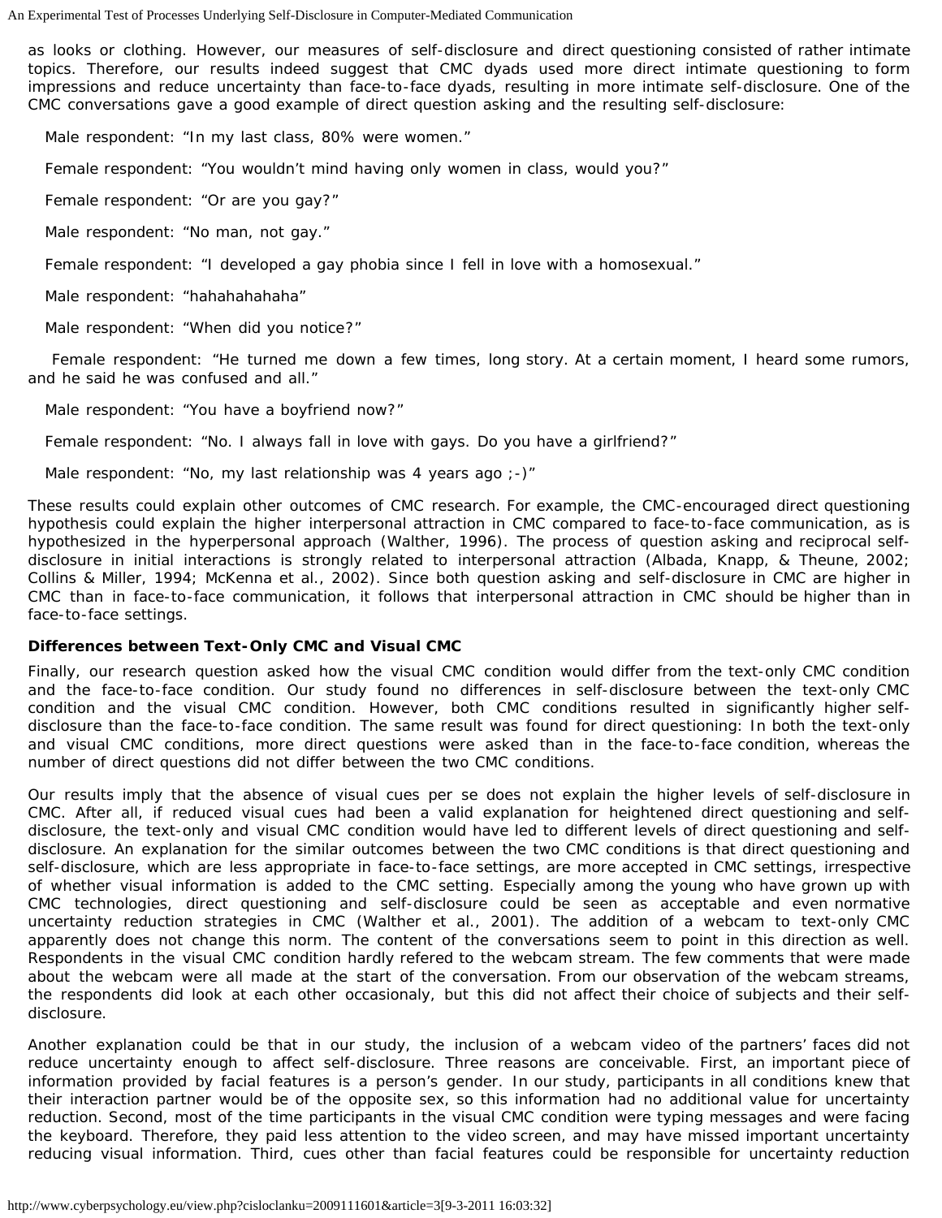as looks or clothing. However, our measures of self-disclosure and direct questioning consisted of rather intimate topics. Therefore, our results indeed suggest that CMC dyads used more direct intimate questioning to form impressions and reduce uncertainty than face-to-face dyads, resulting in more intimate self-disclosure. One of the CMC conversations gave a good example of direct question asking and the resulting self-disclosure:

Male respondent: "In my last class, 80% were women."

Female respondent: "You wouldn't mind having only women in class, would you?"

Female respondent: "Or are you gay?"

Male respondent: "No man, not gay."

Female respondent: "I developed a gay phobia since I fell in love with a homosexual."

Male respondent: "hahahahahaha"

Male respondent: "When did you notice?"

Female respondent: "He turned me down a few times, long story. At a certain moment, I heard some rumors, and he said he was confused and all."

Male respondent: "You have a boyfriend now?"

Female respondent: "No. I always fall in love with gays. Do you have a girlfriend?"

Male respondent: "No, my last relationship was 4 years ago ;-)"

These results could explain other outcomes of CMC research. For example, the CMC-encouraged direct questioning hypothesis could explain the higher interpersonal attraction in CMC compared to face-to-face communication, as is hypothesized in the hyperpersonal approach (Walther, 1996). The process of question asking and reciprocal self-disclosure in initial interactions is strongly related to interpersonal attraction (Albada, Knapp, & Theune, 2002; Collins & Miller, 1994; McKenna et al., 2002). Since both question asking and self-disclosure in CMC are higher in CMC than in face-to-face communication, it follows that interpersonal attraction in CMC should be higher than in face-to-face settings.

### Differences between Text-Only CMC and Visual CMC

Finally, our research question asked how the visual CMC condition would differ from the text-only CMC condition and the face-to-face condition. Our study found no differences in self-disclosure between the text-only CMC condition and the visual CMC condition. However, both CMC conditions resulted in significantly higher self-disclosure than the face-to-face condition. The same result was found for direct questioning: In both the text-only and visual CMC conditions, more direct questions were asked than in the face-to-face condition, whereas the number of direct questions did not differ between the two CMC conditions.

Our results imply that the absence of visual cues per se does not explain the higher levels of self-disclosure in CMC. After all, if reduced visual cues had been a valid explanation for heightened direct questioning and self-disclosure, the text-only and visual CMC condition would have led to different levels of direct questioning and self-disclosure. An explanation for the similar outcomes between the two CMC conditions is that direct questioning and self-disclosure, which are less appropriate in face-to-face settings, are more accepted in CMC settings, irrespective of whether visual information is added to the CMC setting. Especially among the young who have grown up with CMC technologies, direct questioning and self-disclosure could be seen as acceptable and even normative uncertainty reduction strategies in CMC (Walther et al., 2001). The addition of a webcam to text-only CMC apparently does not change this norm. The content of the conversations seem to point in this direction as well. Respondents in the visual CMC condition hardly refered to the webcam stream. The few comments that were made about the webcam were all made at the start of the conversation. From our observation of the webcam streams, the respondents did look at each other occasionaly, but this did not affect their choice of subjects and their self-disclosure.

Another explanation could be that in our study, the inclusion of a webcam video of the partners' faces did not reduce uncertainty enough to affect self-disclosure. Three reasons are conceivable. First, an important piece of information provided by facial features is a person's gender. In our study, participants in all conditions knew that their interaction partner would be of the opposite sex, so this information had no additional value for uncertainty reduction. Second, most of the time participants in the visual CMC condition were typing messages and were facing the keyboard. Therefore, they paid less attention to the video screen, and may have missed important uncertainty reducing visual information. Third, cues other than facial features could be responsible for uncertainty reduction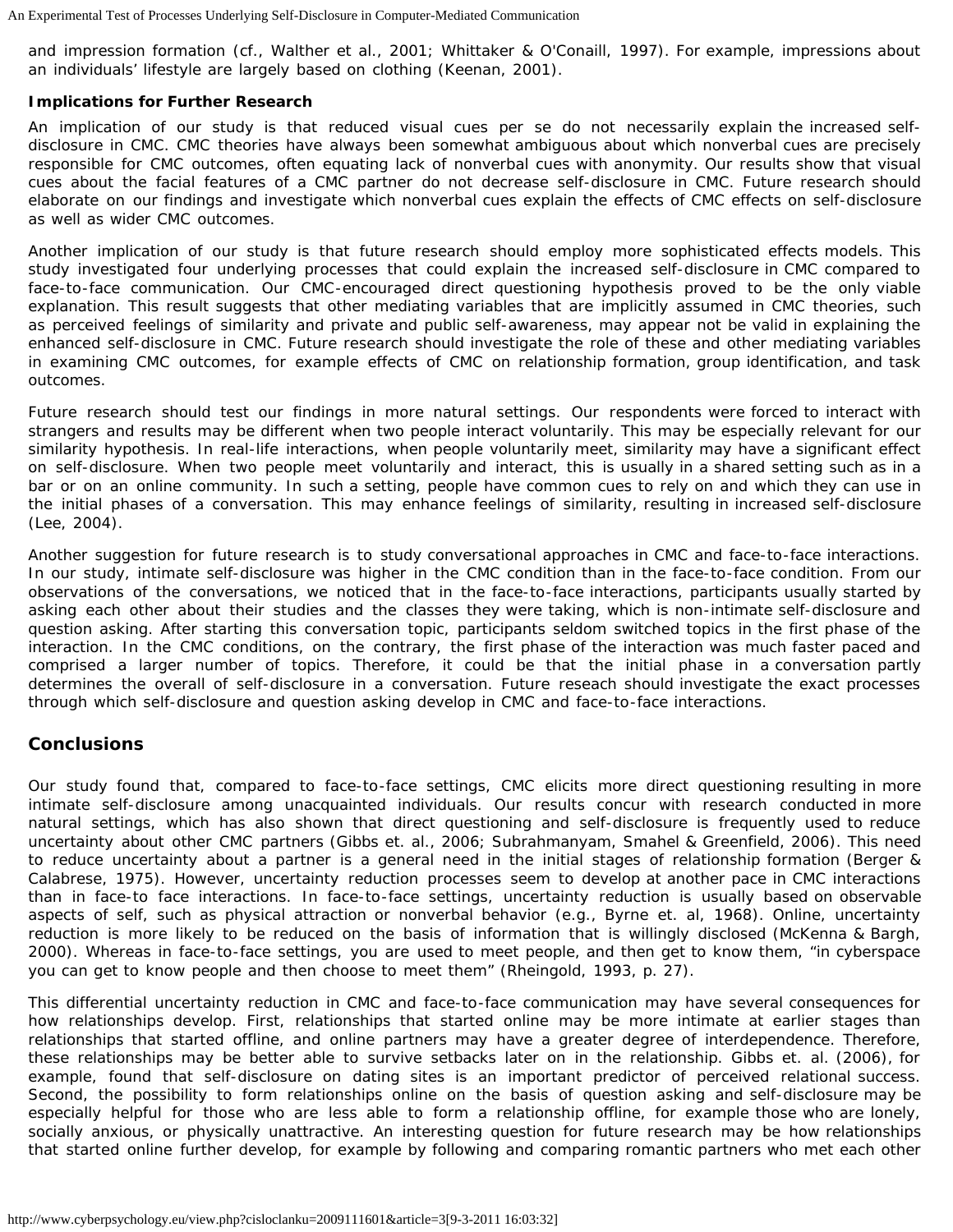and impression formation (cf., Walther et al., 2001; Whittaker & O'Conaill, 1997). For example, impressions about an individuals' lifestyle are largely based on clothing (Keenan, 2001).

**Implications for Further Research**

An implication of our study is that reduced visual cues per se do not necessarily explain the increased self-disclosure in CMC. CMC theories have always been somewhat ambiguous about which nonverbal cues are precisely responsible for CMC outcomes, often equating lack of nonverbal cues with anonymity. Our results show that visual cues about the facial features of a CMC partner do not decrease self-disclosure in CMC. Future research should elaborate on our findings and investigate which nonverbal cues explain the effects of CMC effects on self-disclosure as well as wider CMC outcomes.

Another implication of our study is that future research should employ more sophisticated effects models. This study investigated four underlying processes that could explain the increased self-disclosure in CMC compared to face-to-face communication. Our CMC-encouraged direct questioning hypothesis proved to be the only viable explanation. This result suggests that other mediating variables that are implicitly assumed in CMC theories, such as perceived feelings of similarity and private and public self-awareness, may appear not be valid in explaining the enhanced self-disclosure in CMC. Future research should investigate the role of these and other mediating variables in examining CMC outcomes, for example effects of CMC on relationship formation, group identification, and task outcomes.

Future research should test our findings in more natural settings. Our respondents were forced to interact with strangers and results may be different when two people interact voluntarily. This may be especially relevant for our similarity hypothesis. In real-life interactions, when people voluntarily meet, similarity may have a significant effect on self-disclosure. When two people meet voluntarily and interact, this is usually in a shared setting such as in a bar or on an online community. In such a setting, people have common cues to rely on and which they can use in the initial phases of a conversation. This may enhance feelings of similarity, resulting in increased self-disclosure (Lee, 2004).

Another suggestion for future research is to study conversational approaches in CMC and face-to-face interactions. In our study, intimate self-disclosure was higher in the CMC condition than in the face-to-face condition. From our observations of the conversations, we noticed that in the face-to-face interactions, participants usually started by asking each other about their studies and the classes they were taking, which is non-intimate self-disclosure and question asking. After starting this conversation topic, participants seldom switched topics in the first phase of the interaction. In the CMC conditions, on the contrary, the first phase of the interaction was much faster paced and comprised a larger number of topics. Therefore, it could be that the initial phase in a conversation partly determines the overall of self-disclosure in a conversation. Future reseach should investigate the exact processes through which self-disclosure and question asking develop in CMC and face-to-face interactions.

## Conclusions

Our study found that, compared to face-to-face settings, CMC elicits more direct questioning resulting in more intimate self-disclosure among unacquainted individuals. Our results concur with research conducted in more natural settings, which has also shown that direct questioning and self-disclosure is frequently used to reduce uncertainty about other CMC partners (Gibbs et. al., 2006; Subrahmanyam, Smahel & Greenfield, 2006). This need to reduce uncertainty about a partner is a general need in the initial stages of relationship formation (Berger & Calabrese, 1975). However, uncertainty reduction processes seem to develop at another pace in CMC interactions than in face-to face interactions. In face-to-face settings, uncertainty reduction is usually based on observable aspects of self, such as physical attraction or nonverbal behavior (e.g., Byrne et. al, 1968). Online, uncertainty reduction is more likely to be reduced on the basis of information that is willingly disclosed (McKenna & Bargh, 2000). Whereas in face-to-face settings, you are used to meet people, and then get to know them, "in cyberspace you can get to know people and then choose to meet them" (Rheingold, 1993, p. 27).

This differential uncertainty reduction in CMC and face-to-face communication may have several consequences for how relationships develop. First, relationships that started online may be more intimate at earlier stages than relationships that started offline, and online partners may have a greater degree of interdependence. Therefore, these relationships may be better able to survive setbacks later on in the relationship. Gibbs et. al. (2006), for example, found that self-disclosure on dating sites is an important predictor of perceived relational success. Second, the possibility to form relationships online on the basis of question asking and self-disclosure may be especially helpful for those who are less able to form a relationship offline, for example those who are lonely, socially anxious, or physically unattractive. An interesting question for future research may be how relationships that started online further develop, for example by following and comparing romantic partners who met each other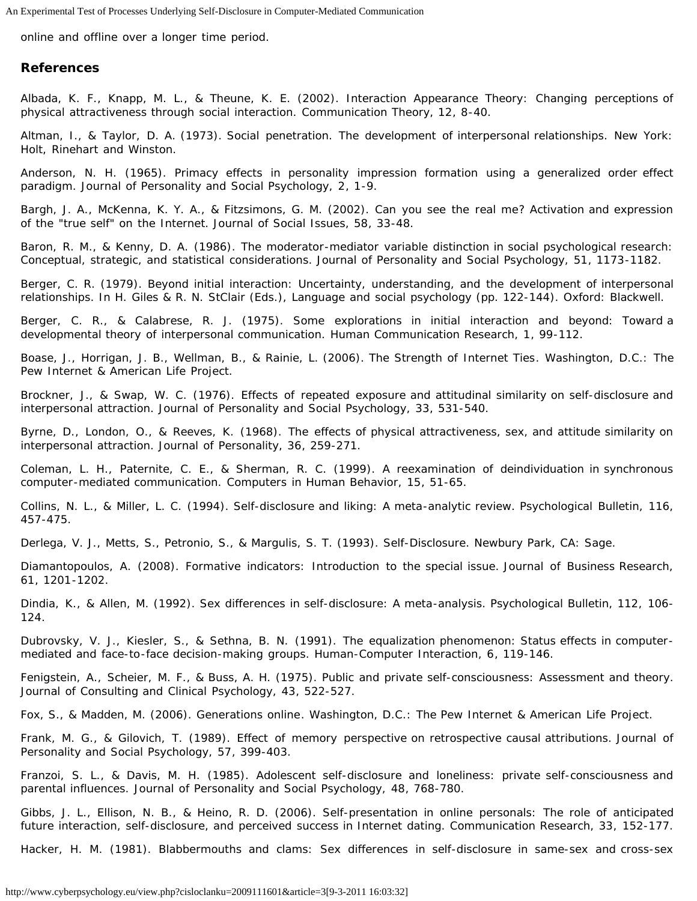online and offline over a longer time period.

## References

Albada, K. F., Knapp, M. L., & Theune, K. E. (2002). Interaction Appearance Theory: Changing perceptions of physical attractiveness through social interaction. Communication Theory, 12, 8-40.

Altman, I., & Taylor, D. A. (1973). Social penetration. The development of interpersonal relationships. New York: Holt, Rinehart and Winston.

Anderson, N. H. (1965). Primacy effects in personality impression formation using a generalized order effect paradigm. Journal of Personality and Social Psychology, 2, 1-9.

Bargh, J. A., McKenna, K. Y. A., & Fitzsimons, G. M. (2002). Can you see the real me? Activation and expression of the "true self" on the Internet. Journal of Social Issues, 58, 33-48.

Baron, R. M., & Kenny, D. A. (1986). The moderator-mediator variable distinction in social psychological research: Conceptual, strategic, and statistical considerations. Journal of Personality and Social Psychology, 51, 1173-1182.

Berger, C. R. (1979). Beyond initial interaction: Uncertainty, understanding, and the development of interpersonal relationships. In H. Giles & R. N. StClair (Eds.), Language and social psychology (pp. 122-144). Oxford: Blackwell.

Berger, C. R., & Calabrese, R. J. (1975). Some explorations in initial interaction and beyond: Toward a developmental theory of interpersonal communication. Human Communication Research, 1, 99-112.

Boase, J., Horrigan, J. B., Wellman, B., & Rainie, L. (2006). The Strength of Internet Ties. Washington, D.C.: The Pew Internet & American Life Project.

Brockner, J., & Swap, W. C. (1976). Effects of repeated exposure and attitudinal similarity on self-disclosure and interpersonal attraction. Journal of Personality and Social Psychology, 33, 531-540.

Byrne, D., London, O., & Reeves, K. (1968). The effects of physical attractiveness, sex, and attitude similarity on interpersonal attraction. Journal of Personality, 36, 259-271.

Coleman, L. H., Paternite, C. E., & Sherman, R. C. (1999). A reexamination of deindividuation in synchronous computer-mediated communication. Computers in Human Behavior, 15, 51-65.

Collins, N. L., & Miller, L. C. (1994). Self-disclosure and liking: A meta-analytic review. Psychological Bulletin, 116, 457-475.

Derlega, V. J., Metts, S., Petronio, S., & Margulis, S. T. (1993). Self-Disclosure. Newbury Park, CA: Sage.

Diamantopoulos, A. (2008). Formative indicators: Introduction to the special issue. Journal of Business Research, 61, 1201-1202.

Dindia, K., & Allen, M. (1992). Sex differences in self-disclosure: A meta-analysis. Psychological Bulletin, 112, 106-124.

Dubrovsky, V. J., Kiesler, S., & Sethna, B. N. (1991). The equalization phenomenon: Status effects in computer-mediated and face-to-face decision-making groups. Human-Computer Interaction, 6, 119-146.

Fenigstein, A., Scheier, M. F., & Buss, A. H. (1975). Public and private self-consciousness: Assessment and theory. Journal of Consulting and Clinical Psychology, 43, 522-527.

Fox, S., & Madden, M. (2006). Generations online. Washington, D.C.: The Pew Internet & American Life Project.

Frank, M. G., & Gilovich, T. (1989). Effect of memory perspective on retrospective causal attributions. Journal of Personality and Social Psychology, 57, 399-403.

Franzoi, S. L., & Davis, M. H. (1985). Adolescent self-disclosure and loneliness: private self-consciousness and parental influences. Journal of Personality and Social Psychology, 48, 768-780.

Gibbs, J. L., Ellison, N. B., & Heino, R. D. (2006). Self-presentation in online personals: The role of anticipated future interaction, self-disclosure, and perceived success in Internet dating. Communication Research, 33, 152-177.

Hacker, H. M. (1981). Blabbermouths and clams: Sex differences in self-disclosure in same-sex and cross-sex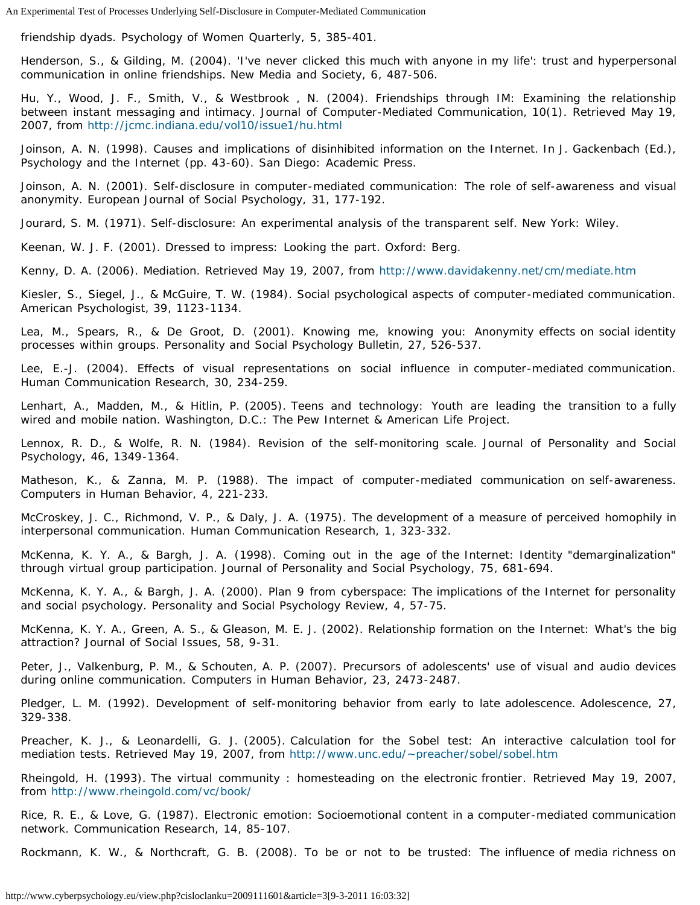friendship dyads. Psychology of Women Quarterly, 5, 385-401.

Henderson, S., & Gilding, M. (2004). 'I've never clicked this much with anyone in my life': trust and hyperpersonal communication in online friendships. New Media and Society, 6, 487-506.

Hu, Y., Wood, J. F., Smith, V., & Westbrook , N. (2004). Friendships through IM: Examining the relationship between instant messaging and intimacy. Journal of Computer-Mediated Communication, 10(1). Retrieved May 19, 2007, from http://jcmc.indiana.edu/vol10/issue1/hu.html

Joinson, A. N. (1998). Causes and implications of disinhibited information on the Internet. In J. Gackenbach (Ed.), Psychology and the Internet (pp. 43-60). San Diego: Academic Press.

Joinson, A. N. (2001). Self-disclosure in computer-mediated communication: The role of self-awareness and visual anonymity. European Journal of Social Psychology, 31, 177-192.

Jourard, S. M. (1971). Self-disclosure: An experimental analysis of the transparent self. New York: Wiley.

Keenan, W. J. F. (2001). Dressed to impress: Looking the part. Oxford: Berg.

Kenny, D. A. (2006). Mediation. Retrieved May 19, 2007, from http://www.davidakenny.net/cm/mediate.htm

Kiesler, S., Siegel, J., & McGuire, T. W. (1984). Social psychological aspects of computer-mediated communication. American Psychologist, 39, 1123-1134.

Lea, M., Spears, R., & De Groot, D. (2001). Knowing me, knowing you: Anonymity effects on social identity processes within groups. Personality and Social Psychology Bulletin, 27, 526-537.

Lee, E.-J. (2004). Effects of visual representations on social influence in computer-mediated communication. Human Communication Research, 30, 234-259.

Lenhart, A., Madden, M., & Hitlin, P. (2005). Teens and technology: Youth are leading the transition to a fully wired and mobile nation. Washington, D.C.: The Pew Internet & American Life Project.

Lennox, R. D., & Wolfe, R. N. (1984). Revision of the self-monitoring scale. Journal of Personality and Social Psychology, 46, 1349-1364.

Matheson, K., & Zanna, M. P. (1988). The impact of computer-mediated communication on self-awareness. Computers in Human Behavior, 4, 221-233.

McCroskey, J. C., Richmond, V. P., & Daly, J. A. (1975). The development of a measure of perceived homophily in interpersonal communication. Human Communication Research, 1, 323-332.

McKenna, K. Y. A., & Bargh, J. A. (1998). Coming out in the age of the Internet: Identity "demarginalization" through virtual group participation. Journal of Personality and Social Psychology, 75, 681-694.

McKenna, K. Y. A., & Bargh, J. A. (2000). Plan 9 from cyberspace: The implications of the Internet for personality and social psychology. Personality and Social Psychology Review, 4, 57-75.

McKenna, K. Y. A., Green, A. S., & Gleason, M. E. J. (2002). Relationship formation on the Internet: What's the big attraction? Journal of Social Issues, 58, 9-31.

Peter, J., Valkenburg, P. M., & Schouten, A. P. (2007). Precursors of adolescents' use of visual and audio devices during online communication. Computers in Human Behavior, 23, 2473-2487.

Pledger, L. M. (1992). Development of self-monitoring behavior from early to late adolescence. Adolescence, 27, 329-338.

Preacher, K. J., & Leonardelli, G. J. (2005). Calculation for the Sobel test: An interactive calculation tool for mediation tests. Retrieved May 19, 2007, from http://www.unc.edu/~preacher/sobel/sobel.htm

Rheingold, H. (1993). The virtual community : homesteading on the electronic frontier. Retrieved May 19, 2007, from http://www.rheingold.com/vc/book/

Rice, R. E., & Love, G. (1987). Electronic emotion: Socioemotional content in a computer-mediated communication network. Communication Research, 14, 85-107.

Rockmann, K. W., & Northcraft, G. B. (2008). To be or not to be trusted: The influence of media richness on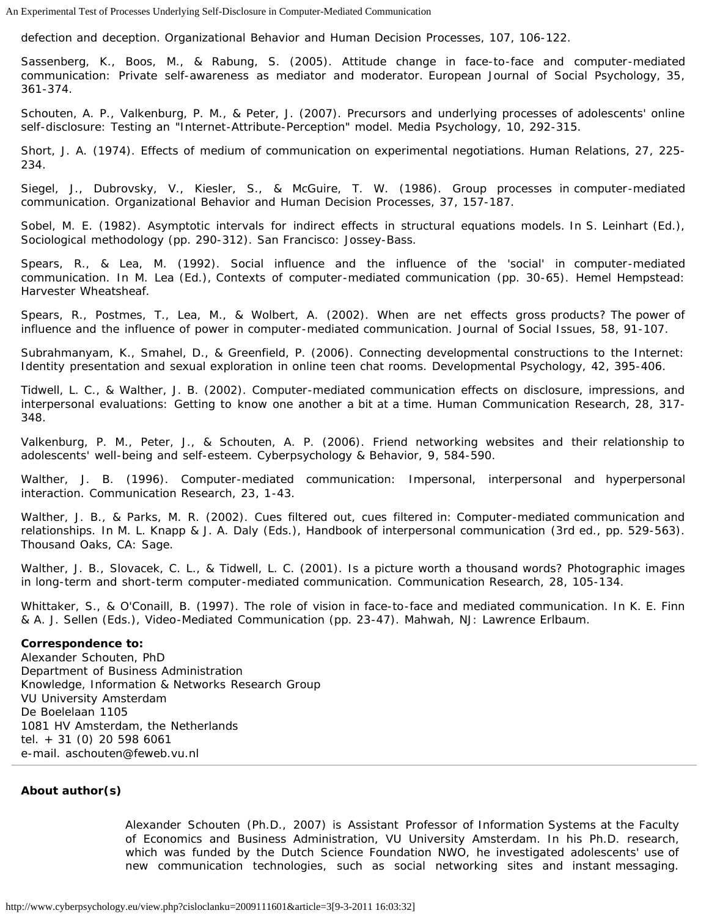defection and deception. Organizational Behavior and Human Decision Processes, 107, 106-122.

Sassenberg, K., Boos, M., & Rabung, S. (2005). Attitude change in face-to-face and computer-mediated communication: Private self-awareness as mediator and moderator. European Journal of Social Psychology, 35, 361-374.

Schouten, A. P., Valkenburg, P. M., & Peter, J. (2007). Precursors and underlying processes of adolescents' online self-disclosure: Testing an "Internet-Attribute-Perception" model. Media Psychology, 10, 292-315.

Short, J. A. (1974). Effects of medium of communication on experimental negotiations. Human Relations, 27, 225-234.

Siegel, J., Dubrovsky, V., Kiesler, S., & McGuire, T. W. (1986). Group processes in computer-mediated communication. Organizational Behavior and Human Decision Processes, 37, 157-187.

Sobel, M. E. (1982). Asymptotic intervals for indirect effects in structural equations models. In S. Leinhart (Ed.), Sociological methodology (pp. 290-312). San Francisco: Jossey-Bass.

Spears, R., & Lea, M. (1992). Social influence and the influence of the 'social' in computer-mediated communication. In M. Lea (Ed.), Contexts of computer-mediated communication (pp. 30-65). Hemel Hempstead: Harvester Wheatsheaf.

Spears, R., Postmes, T., Lea, M., & Wolbert, A. (2002). When are net effects gross products? The power of influence and the influence of power in computer-mediated communication. Journal of Social Issues, 58, 91-107.

Subrahmanyam, K., Smahel, D., & Greenfield, P. (2006). Connecting developmental constructions to the Internet: Identity presentation and sexual exploration in online teen chat rooms. Developmental Psychology, 42, 395-406.

Tidwell, L. C., & Walther, J. B. (2002). Computer-mediated communication effects on disclosure, impressions, and interpersonal evaluations: Getting to know one another a bit at a time. Human Communication Research, 28, 317-348.

Valkenburg, P. M., Peter, J., & Schouten, A. P. (2006). Friend networking websites and their relationship to adolescents' well-being and self-esteem. Cyberpsychology & Behavior, 9, 584-590.

Walther, J. B. (1996). Computer-mediated communication: Impersonal, interpersonal and hyperpersonal interaction. Communication Research, 23, 1-43.

Walther, J. B., & Parks, M. R. (2002). Cues filtered out, cues filtered in: Computer-mediated communication and relationships. In M. L. Knapp & J. A. Daly (Eds.), Handbook of interpersonal communication (3rd ed., pp. 529-563). Thousand Oaks, CA: Sage.

Walther, J. B., Slovacek, C. L., & Tidwell, L. C. (2001). Is a picture worth a thousand words? Photographic images in long-term and short-term computer-mediated communication. Communication Research, 28, 105-134.

Whittaker, S., & O'Conaill, B. (1997). The role of vision in face-to-face and mediated communication. In K. E. Finn & A. J. Sellen (Eds.), Video-Mediated Communication (pp. 23-47). Mahwah, NJ: Lawrence Erlbaum.

**Correspondence to:**
Alexander Schouten, PhD
Department of Business Administration
Knowledge, Information & Networks Research Group
VU University Amsterdam
De Boelelaan 1105
1081 HV Amsterdam, the Netherlands
tel. + 31 (0) 20 598 6061
e-mail. aschouten@feweb.vu.nl

---

**About author(s)**

Alexander Schouten (Ph.D., 2007) is Assistant Professor of Information Systems at the Faculty of Economics and Business Administration, VU University Amsterdam. In his Ph.D. research, which was funded by the Dutch Science Foundation NWO, he investigated adolescents' use of new communication technologies, such as social networking sites and instant messaging.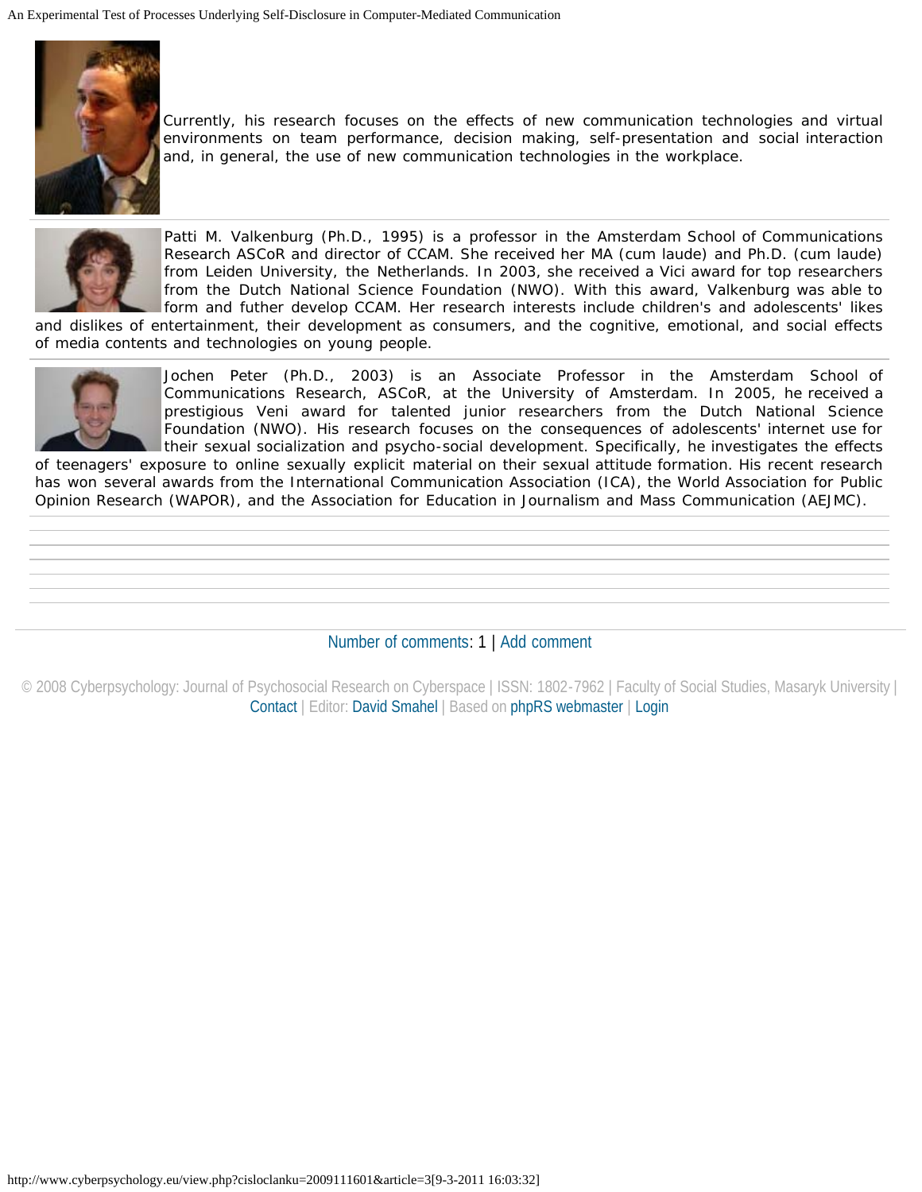Currently, his research focuses on the effects of new communication technologies and virtual environments on team performance, decision making, self-presentation and social interaction and, in general, the use of new communication technologies in the workplace.

Patti M. Valkenburg (Ph.D., 1995) is a professor in the Amsterdam School of Communications Research ASCoR and director of CCAM. She received her MA (cum laude) and Ph.D. (cum laude) from Leiden University, the Netherlands. In 2003, she received a Vici award for top researchers from the Dutch National Science Foundation (NWO). With this award, Valkenburg was able to form and futher develop CCAM. Her research interests include children's and adolescents' likes and dislikes of entertainment, their development as consumers, and the cognitive, emotional, and social effects of media contents and technologies on young people.

Jochen Peter (Ph.D., 2003) is an Associate Professor in the Amsterdam School of Communications Research, ASCoR, at the University of Amsterdam. In 2005, he received a prestigious Veni award for talented junior researchers from the Dutch National Science Foundation (NWO). His research focuses on the consequences of adolescents' internet use for their sexual socialization and psycho-social development. Specifically, he investigates the effects of teenagers' exposure to online sexually explicit material on their sexual attitude formation. His recent research has won several awards from the International Communication Association (ICA), the World Association for Public Opinion Research (WAPOR), and the Association for Education in Journalism and Mass Communication (AEJMC).

Number of comments: 1 | Add comment

© 2008 Cyberpsychology: Journal of Psychosocial Research on Cyberspace | ISSN: 1802-7962 | Faculty of Social Studies, Masaryk University | Contact | Editor: David Smahel | Based on phpRS webmaster | Login